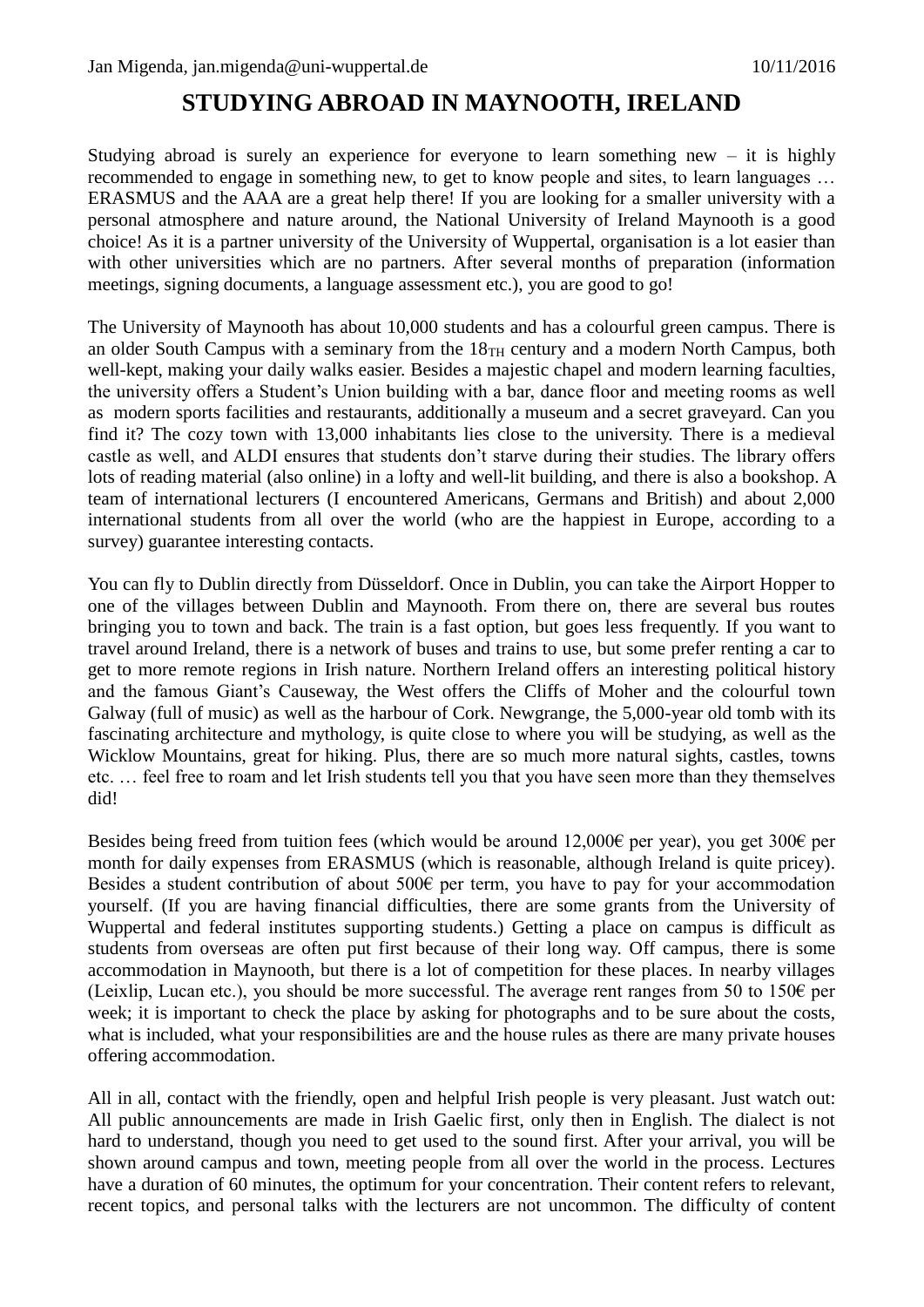Jan Migenda, jan.migenda@uni-wuppertal.de 10/11/2016

# STUDYING ABROAD IN MAYNOOTH, IRELAND

Studying abroad is surely an experience for everyone to learn something new – it is highly recommended to engage in something new, to get to know people and sites, to learn languages … ERASMUS and the AAA are a great help there! If you are looking for a smaller university with a personal atmosphere and nature around, the National University of Ireland Maynooth is a good choice! As it is a partner university of the University of Wuppertal, organisation is a lot easier than with other universities which are no partners. After several months of preparation (information meetings, signing documents, a language assessment etc.), you are good to go!

The University of Maynooth has about 10,000 students and has a colourful green campus. There is an older South Campus with a seminary from the $18_{TH}$ century and a modern North Campus, both well-kept, making your daily walks easier. Besides a majestic chapel and modern learning faculties, the university offers a Student's Union building with a bar, dance floor and meeting rooms as well as modern sports facilities and restaurants, additionally a museum and a secret graveyard. Can you find it? The cozy town with 13,000 inhabitants lies close to the university. There is a medieval castle as well, and ALDI ensures that students don't starve during their studies. The library offers lots of reading material (also online) in a lofty and well-lit building, and there is also a bookshop. A team of international lecturers (I encountered Americans, Germans and British) and about 2,000 international students from all over the world (who are the happiest in Europe, according to a survey) guarantee interesting contacts.

You can fly to Dublin directly from Düsseldorf. Once in Dublin, you can take the Airport Hopper to one of the villages between Dublin and Maynooth. From there on, there are several bus routes bringing you to town and back. The train is a fast option, but goes less frequently. If you want to travel around Ireland, there is a network of buses and trains to use, but some prefer renting a car to get to more remote regions in Irish nature. Northern Ireland offers an interesting political history and the famous Giant's Causeway, the West offers the Cliffs of Moher and the colourful town Galway (full of music) as well as the harbour of Cork. Newgrange, the 5,000-year old tomb with its fascinating architecture and mythology, is quite close to where you will be studying, as well as the Wicklow Mountains, great for hiking. Plus, there are so much more natural sights, castles, towns etc. … feel free to roam and let Irish students tell you that you have seen more than they themselves did!

Besides being freed from tuition fees (which would be around 12,000€ per year), you get 300€ per month for daily expenses from ERASMUS (which is reasonable, although Ireland is quite pricey). Besides a student contribution of about 500€ per term, you have to pay for your accommodation yourself. (If you are having financial difficulties, there are some grants from the University of Wuppertal and federal institutes supporting students.) Getting a place on campus is difficult as students from overseas are often put first because of their long way. Off campus, there is some accommodation in Maynooth, but there is a lot of competition for these places. In nearby villages (Leixlip, Lucan etc.), you should be more successful. The average rent ranges from 50 to 150€ per week; it is important to check the place by asking for photographs and to be sure about the costs, what is included, what your responsibilities are and the house rules as there are many private houses offering accommodation.

All in all, contact with the friendly, open and helpful Irish people is very pleasant. Just watch out: All public announcements are made in Irish Gaelic first, only then in English. The dialect is not hard to understand, though you need to get used to the sound first. After your arrival, you will be shown around campus and town, meeting people from all over the world in the process. Lectures have a duration of 60 minutes, the optimum for your concentration. Their content refers to relevant, recent topics, and personal talks with the lecturers are not uncommon. The difficulty of content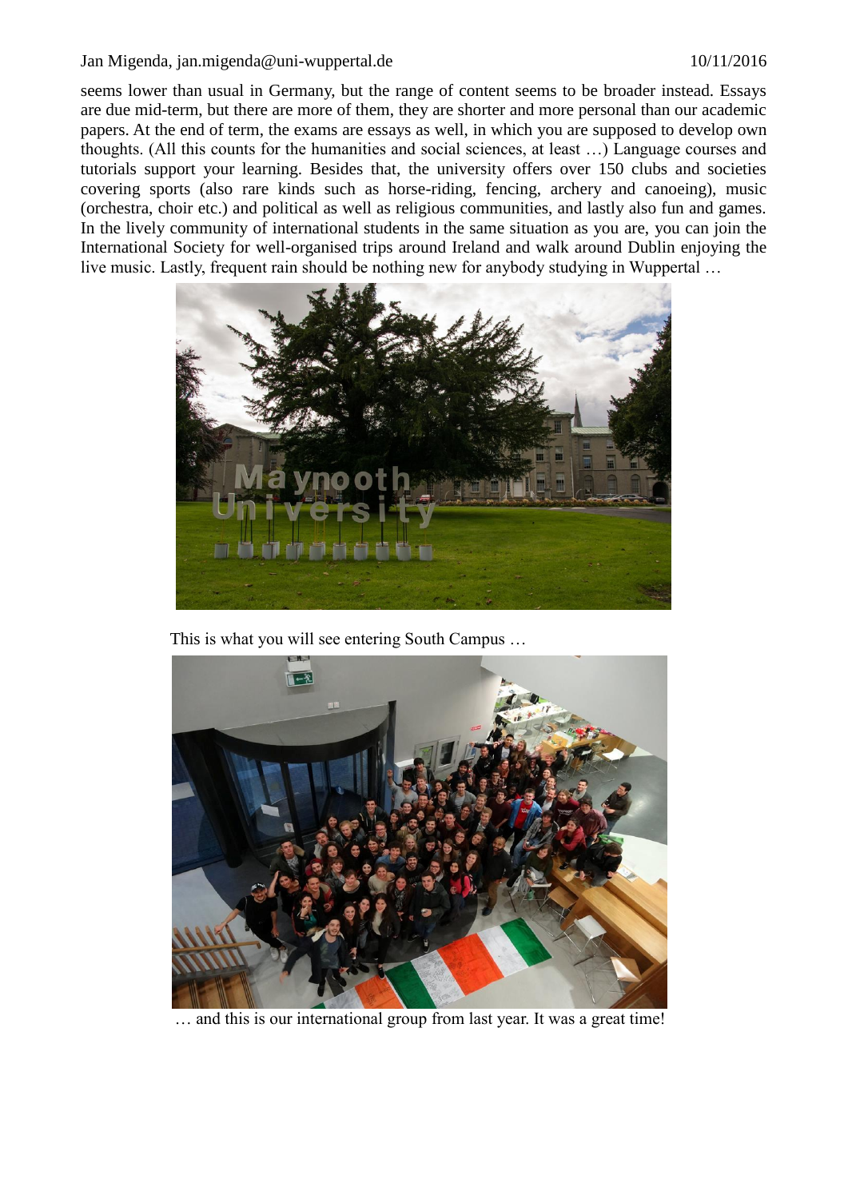seems lower than usual in Germany, but the range of content seems to be broader instead. Essays are due mid-term, but there are more of them, they are shorter and more personal than our academic papers. At the end of term, the exams are essays as well, in which you are supposed to develop own thoughts. (All this counts for the humanities and social sciences, at least …) Language courses and tutorials support your learning. Besides that, the university offers over 150 clubs and societies covering sports (also rare kinds such as horse-riding, fencing, archery and canoeing), music (orchestra, choir etc.) and political as well as religious communities, and lastly also fun and games. In the lively community of international students in the same situation as you are, you can join the International Society for well-organised trips around Ireland and walk around Dublin enjoying the live music. Lastly, frequent rain should be nothing new for anybody studying in Wuppertal …

This is what you will see entering South Campus …

… and this is our international group from last year. It was a great time!